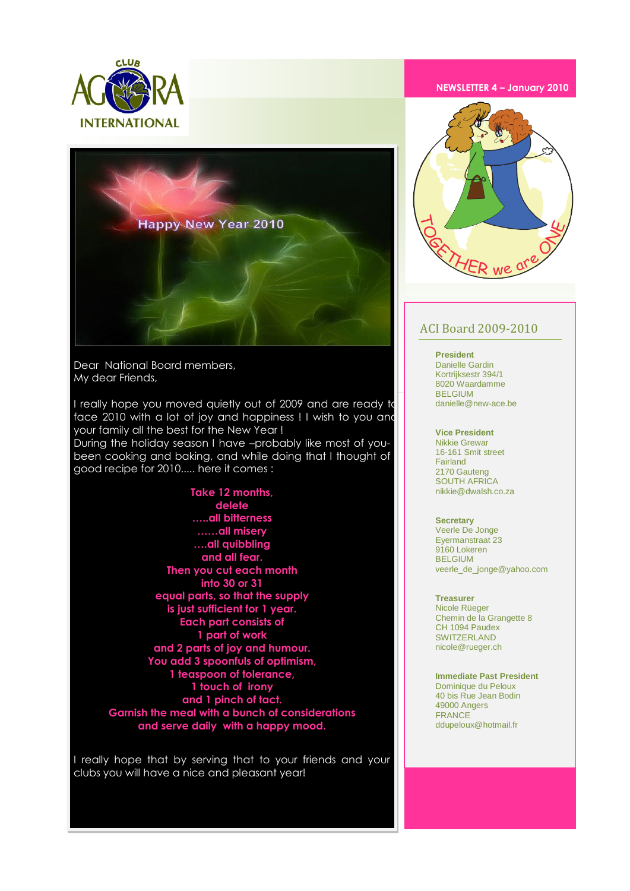CLUB AGORA INTERNATIONAL

NEWSLETTER 4 – January 2010

TOGETHER we are ONE

Happy New Year 2010

Dear National Board members,
My dear Friends,

I really hope you moved quietly out of 2009 and are ready to face 2010 with a lot of joy and happiness ! I wish to you and your family all the best for the New Year !
During the holiday season I have –probably like most of you- been cooking and baking, and while doing that I thought of good recipe for 2010..... here it comes :

**Take 12 months,**
**delete**
**.....all bitterness**
**......all misery**
**....all quibbling**
**and all fear.**
**Then you cut each month**
**into 30 or 31**
**equal parts, so that the supply**
**is just sufficient for 1 year.**
**Each part consists of**
**1 part of work**
**and 2 parts of joy and humour.**
**You add 3 spoonfuls of optimism,**
**1 teaspoon of tolerance,**
**1 touch of irony**
**and 1 pinch of tact.**
**Garnish the meal with a bunch of considerations**
**and serve daily with a happy mood.**

I really hope that by serving that to your friends and your clubs you will have a nice and pleasant year!

## ACI Board 2009-2010

**President**
Danielle Gardin
Kortrijksestr 394/1
8020 Waardamme
BELGIUM
danielle@new-ace.be

**Vice President**
Nikkie Grewar
16-161 Smit street
Fairland
2170 Gauteng
SOUTH AFRICA
nikkie@dwalsh.co.za

**Secretary**
Veerle De Jonge
Eyermanstraat 23
9160 Lokeren
BELGIUM
veerle_de_jonge@yahoo.com

**Treasurer**
Nicole Rüeger
Chemin de la Grangette 8
CH 1094 Paudex
SWITZERLAND
nicole@rueger.ch

**Immediate Past President**
Dominique du Peloux
40 bis Rue Jean Bodin
49000 Angers
FRANCE
ddupeloux@hotmail.fr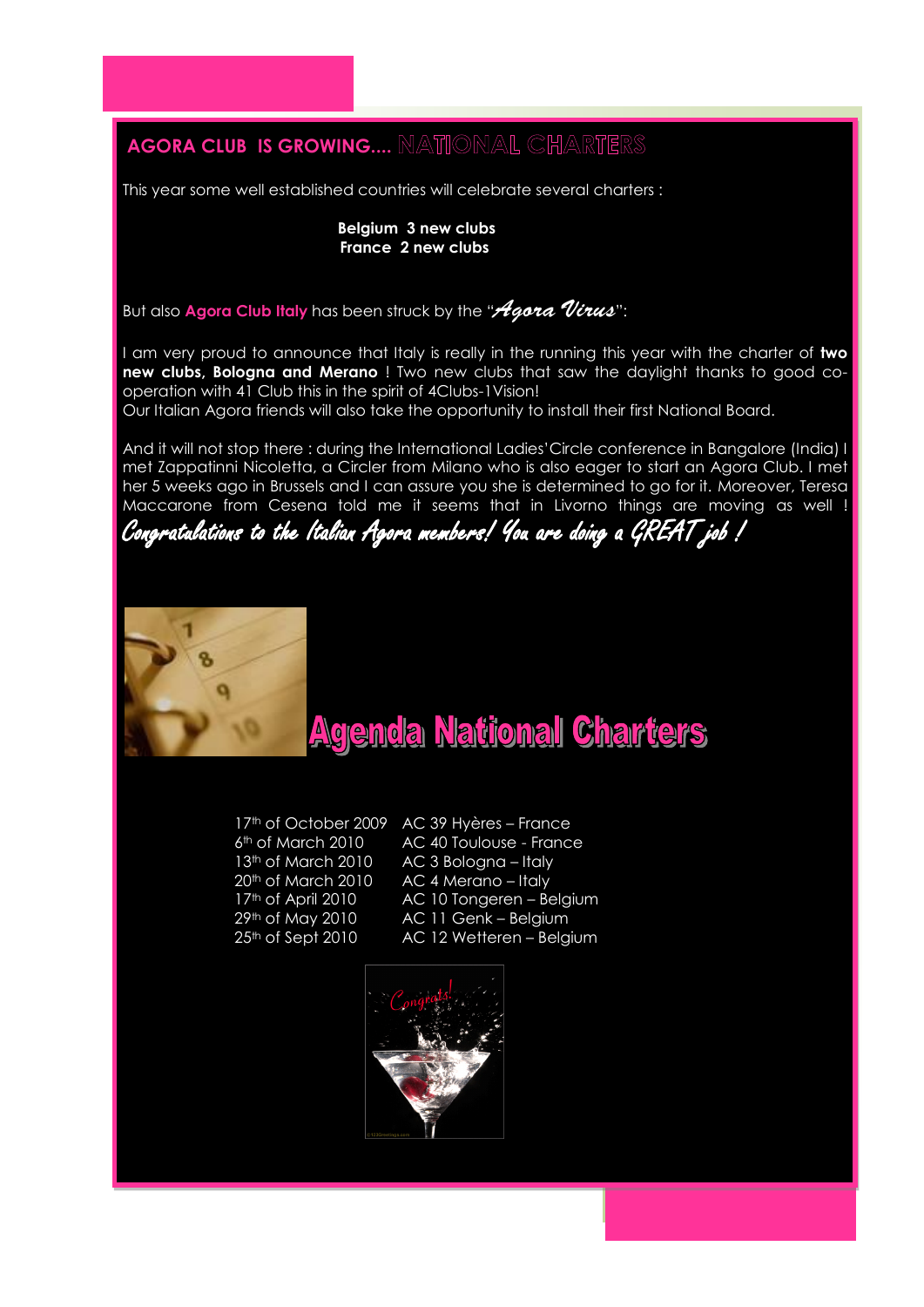## AGORA CLUB IS GROWING.... NATIONAL CHARTERS

This year some well established countries will celebrate several charters :

**Belgium 3 new clubs**
**France 2 new clubs**

But also **Agora Club Italy** has been struck by the "*Agora Virus*":

I am very proud to announce that Italy is really in the running this year with the charter of **two new clubs, Bologna and Merano** ! Two new clubs that saw the daylight thanks to good co-operation with 41 Club this in the spirit of 4Clubs-1Vision!
Our Italian Agora friends will also take the opportunity to install their first National Board.

And it will not stop there : during the International Ladies' Circle conference in Bangalore (India) I met Zappatinni Nicoletta, a Circler from Milano who is also eager to start an Agora Club. I met her 5 weeks ago in Brussels and I can assure you she is determined to go for it. Moreover, Teresa Maccarone from Cesena told me it seems that in Livorno things are moving as well !
*Congratulations to the Italian Agora members! You are doing a GREAT job !*

## Agenda National Charters

| | |
|---|---|
| 17th of October 2009 | AC 39 Hyères – France |
| 6th of March 2010 | AC 40 Toulouse - France |
| 13th of March 2010 | AC 3 Bologna – Italy |
| 20th of March 2010 | AC 4 Merano – Italy |
| 17th of April 2010 | AC 10 Tongeren – Belgium |
| 29th of May 2010 | AC 11 Genk – Belgium |
| 25th of Sept 2010 | AC 12 Wetteren – Belgium |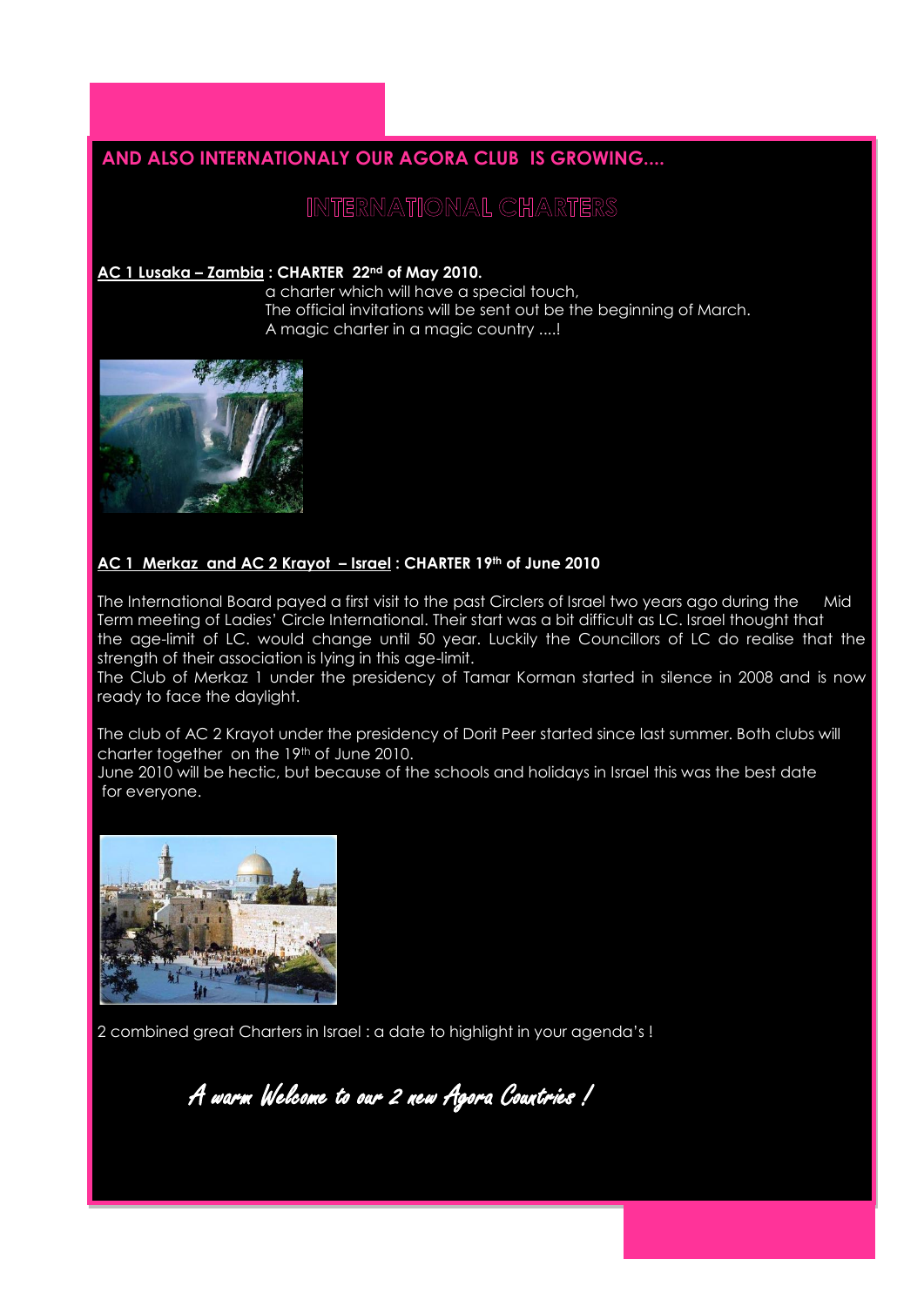**AND ALSO INTERNATIONALY OUR AGORA CLUB IS GROWING....**

## INTERNATIONAL CHARTERS

**AC 1 Lusaka – Zambia : CHARTER 22nd of May 2010.**

a charter which will have a special touch,
The official invitations will be sent out be the beginning of March.
A magic charter in a magic country ....!

**AC 1 Merkaz and AC 2 Krayot – Israel : CHARTER 19th of June 2010**

The International Board payed a first visit to the past Circlers of Israel two years ago during the Mid Term meeting of Ladies' Circle International. Their start was a bit difficult as LC. Israel thought that the age-limit of LC. would change until 50 year. Luckily the Councillors of LC do realise that the strength of their association is lying in this age-limit.
The Club of Merkaz 1 under the presidency of Tamar Korman started in silence in 2008 and is now ready to face the daylight.

The club of AC 2 Krayot under the presidency of Dorit Peer started since last summer. Both clubs will charter together on the 19th of June 2010.
June 2010 will be hectic, but because of the schools and holidays in Israel this was the best date for everyone.

2 combined great Charters in Israel : a date to highlight in your agenda's !

*A warm Welcome to our 2 new Agora Countries !*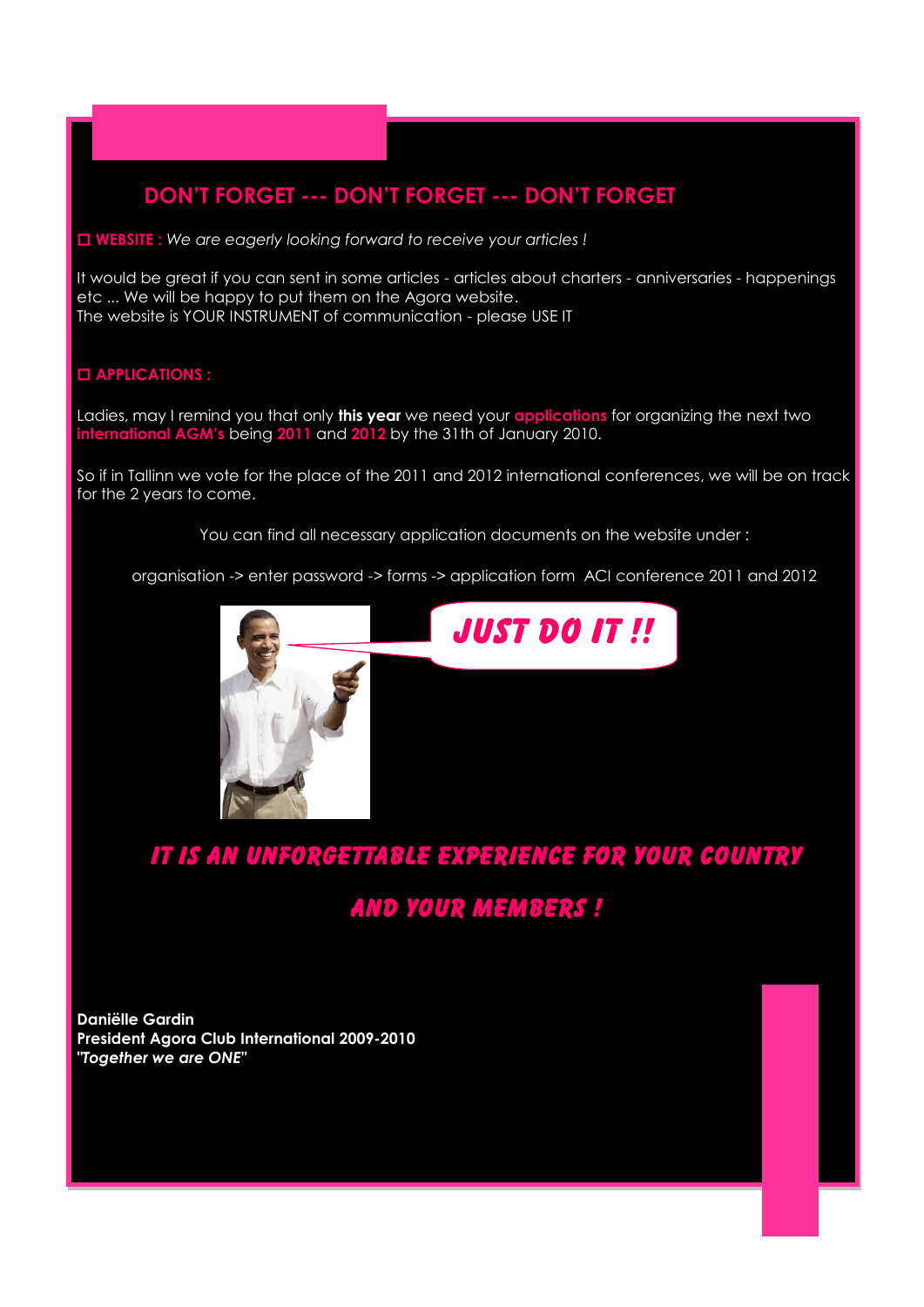## DON'T FORGET --- DON'T FORGET --- DON'T FORGET

☐ **WEBSITE :** *We are eagerly looking forward to receive your articles !*

It would be great if you can sent in some articles - articles about charters - anniversaries - happenings etc ... We will be happy to put them on the Agora website.
The website is YOUR INSTRUMENT of communication - please USE IT

☐ **APPLICATIONS :**

Ladies, may I remind you that only **this year** we need your **applications** for organizing the next two **international AGM's** being **2011** and **2012** by the 31th of January 2010.

So if in Tallinn we vote for the place of the 2011 and 2012 international conferences, we will be on track for the 2 years to come.

You can find all necessary application documents on the website under :

organisation -> enter password -> forms -> application form ACI conference 2011 and 2012

JUST DO IT !!

***IT IS AN UNFORGETTABLE EXPERIENCE FOR YOUR COUNTRY***

***AND YOUR MEMBERS !***

**Daniëlle Gardin**
**President Agora Club International 2009-2010**
***"Together we are ONE"***